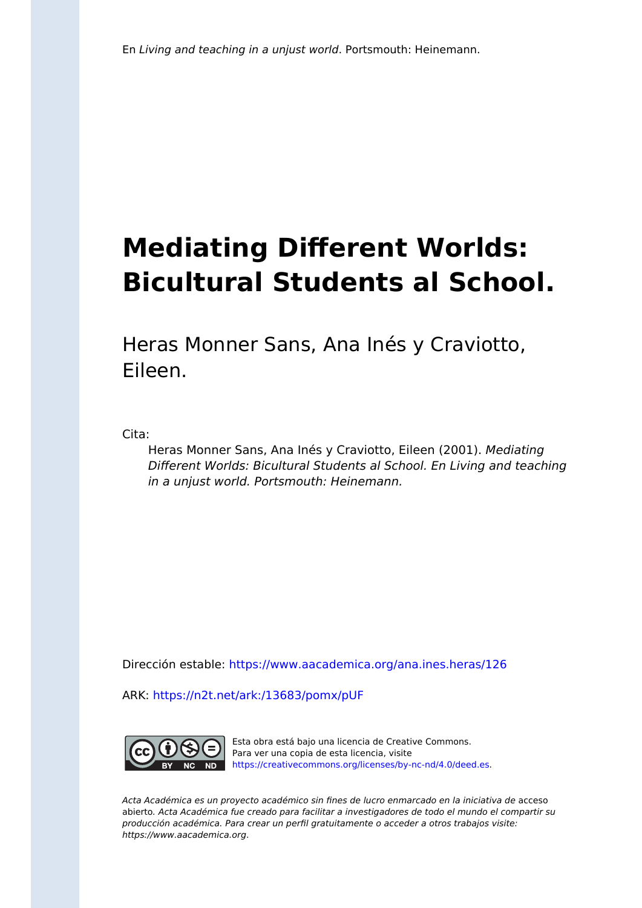En *Living and teaching in a unjust world*. Portsmouth: Heinemann.

# Mediating Different Worlds: Bicultural Students al School.

Heras Monner Sans, Ana Inés y Craviotto, Eileen.

Cita:

> Heras Monner Sans, Ana Inés y Craviotto, Eileen (2001). *Mediating Different Worlds: Bicultural Students al School. En Living and teaching in a unjust world. Portsmouth: Heinemann.*

Dirección estable: https://www.aacademica.org/ana.ines.heras/126

ARK: https://n2t.net/ark:/13683/pomx/pUF

Esta obra está bajo una licencia de Creative Commons. Para ver una copia de esta licencia, visite https://creativecommons.org/licenses/by-nc-nd/4.0/deed.es.

*Acta Académica es un proyecto académico sin fines de lucro enmarcado en la iniciativa de* acceso abierto. *Acta Académica fue creado para facilitar a investigadores de todo el mundo el compartir su producción académica. Para crear un perfil gratuitamente o acceder a otros trabajos visite: https://www.aacademica.org.*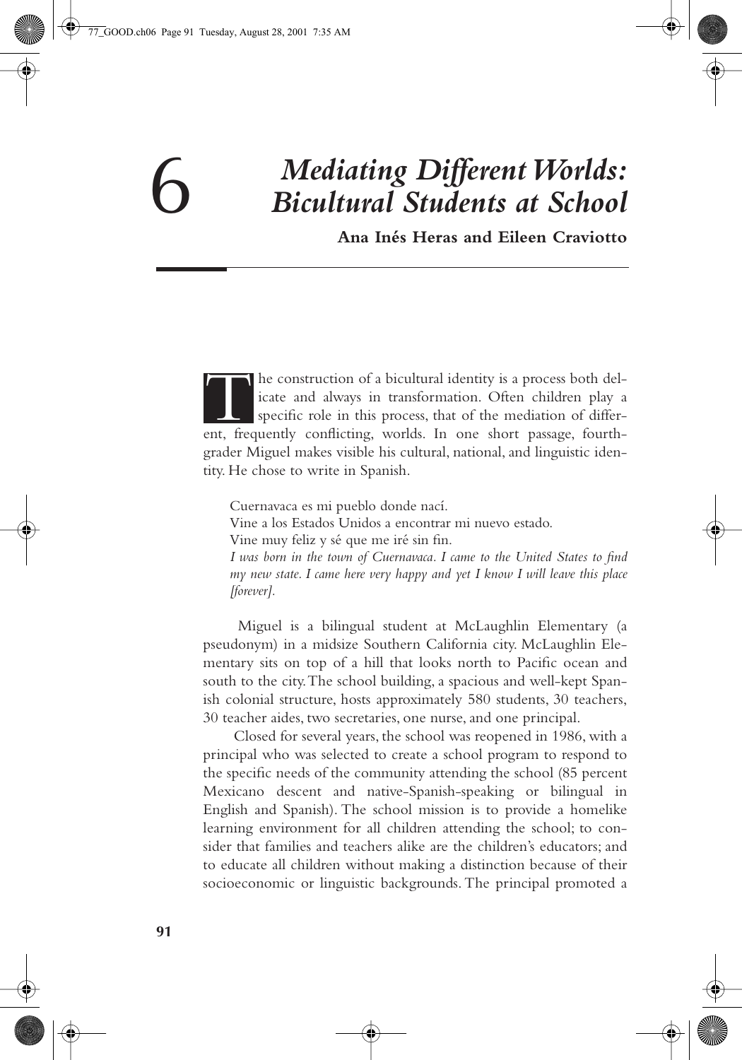# 6 *Mediating Different Worlds: Bicultural Students at School*

**Ana Inés Heras and Eileen Craviotto**

The construction of a bicultural identity is a process both delicate and always in transformation. Often children play a specific role in this process, that of the mediation of different, frequently conflicting, worlds. In one short passage, fourth-grader Miguel makes visible his cultural, national, and linguistic identity. He chose to write in Spanish.

> Cuernavaca es mi pueblo donde nací.
> Vine a los Estados Unidos a encontrar mi nuevo estado.
> Vine muy feliz y sé que me iré sin fin.
> *I was born in the town of Cuernavaca. I came to the United States to find my new state. I came here very happy and yet I know I will leave this place [forever].*

Miguel is a bilingual student at McLaughlin Elementary (a pseudonym) in a midsize Southern California city. McLaughlin Elementary sits on top of a hill that looks north to Pacific ocean and south to the city. The school building, a spacious and well-kept Spanish colonial structure, hosts approximately 580 students, 30 teachers, 30 teacher aides, two secretaries, one nurse, and one principal.

Closed for several years, the school was reopened in 1986, with a principal who was selected to create a school program to respond to the specific needs of the community attending the school (85 percent Mexicano descent and native-Spanish-speaking or bilingual in English and Spanish). The school mission is to provide a homelike learning environment for all children attending the school; to consider that families and teachers alike are the children's educators; and to educate all children without making a distinction because of their socioeconomic or linguistic backgrounds. The principal promoted a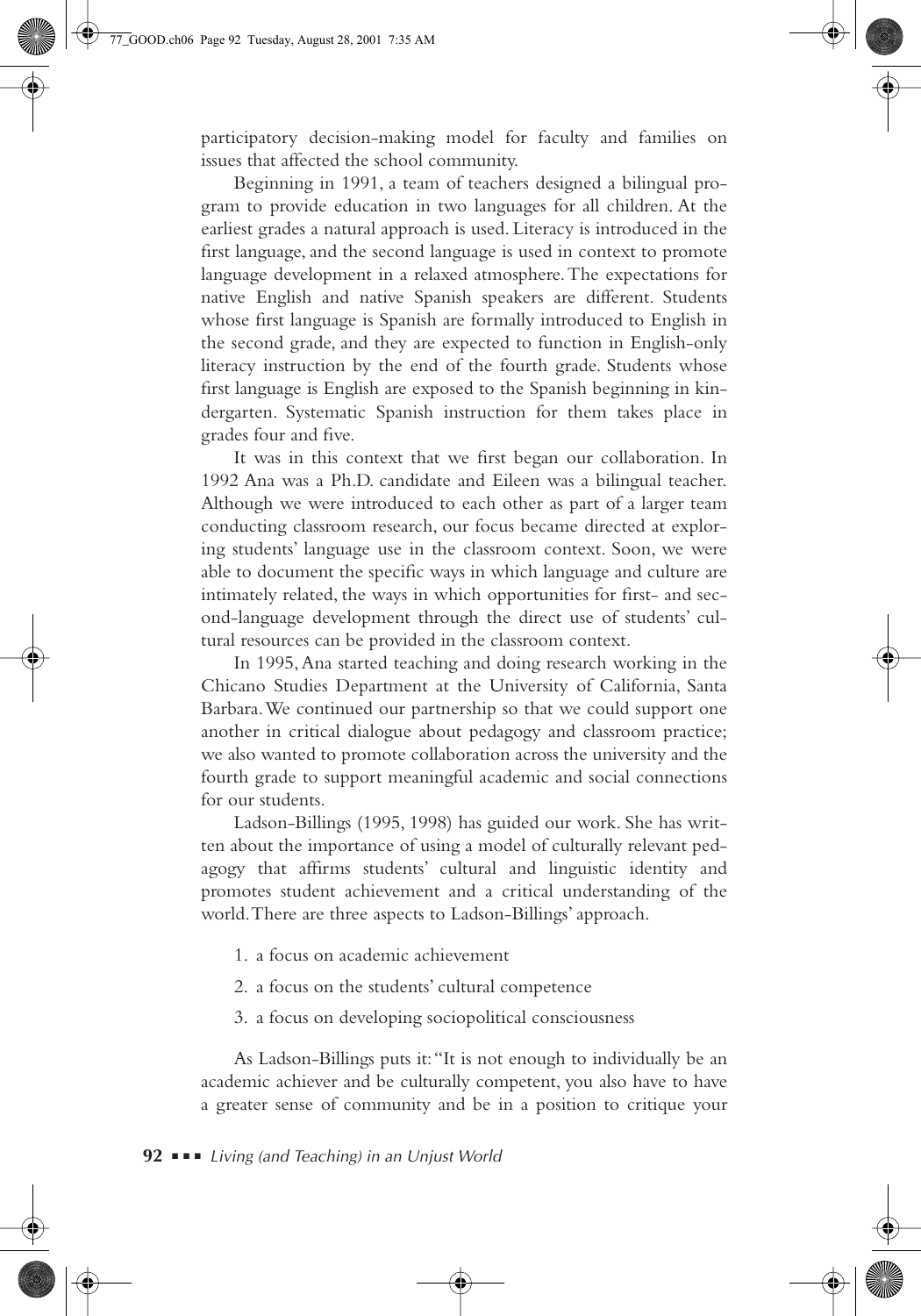participatory decision-making model for faculty and families on issues that affected the school community.

Beginning in 1991, a team of teachers designed a bilingual program to provide education in two languages for all children. At the earliest grades a natural approach is used. Literacy is introduced in the first language, and the second language is used in context to promote language development in a relaxed atmosphere. The expectations for native English and native Spanish speakers are different. Students whose first language is Spanish are formally introduced to English in the second grade, and they are expected to function in English-only literacy instruction by the end of the fourth grade. Students whose first language is English are exposed to the Spanish beginning in kindergarten. Systematic Spanish instruction for them takes place in grades four and five.

It was in this context that we first began our collaboration. In 1992 Ana was a Ph.D. candidate and Eileen was a bilingual teacher. Although we were introduced to each other as part of a larger team conducting classroom research, our focus became directed at exploring students' language use in the classroom context. Soon, we were able to document the specific ways in which language and culture are intimately related, the ways in which opportunities for first- and second-language development through the direct use of students' cultural resources can be provided in the classroom context.

In 1995, Ana started teaching and doing research working in the Chicano Studies Department at the University of California, Santa Barbara. We continued our partnership so that we could support one another in critical dialogue about pedagogy and classroom practice; we also wanted to promote collaboration across the university and the fourth grade to support meaningful academic and social connections for our students.

Ladson-Billings (1995, 1998) has guided our work. She has written about the importance of using a model of culturally relevant pedagogy that affirms students' cultural and linguistic identity and promotes student achievement and a critical understanding of the world. There are three aspects to Ladson-Billings' approach.

1. a focus on academic achievement
2. a focus on the students' cultural competence
3. a focus on developing sociopolitical consciousness

As Ladson-Billings puts it: "It is not enough to individually be an academic achiever and be culturally competent, you also have to have a greater sense of community and be in a position to critique your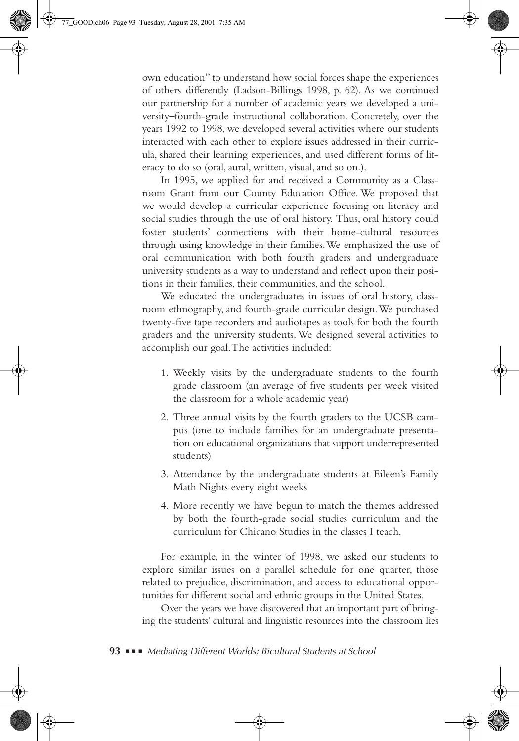own education" to understand how social forces shape the experiences of others differently (Ladson-Billings 1998, p. 62). As we continued our partnership for a number of academic years we developed a university–fourth-grade instructional collaboration. Concretely, over the years 1992 to 1998, we developed several activities where our students interacted with each other to explore issues addressed in their curricula, shared their learning experiences, and used different forms of literacy to do so (oral, aural, written, visual, and so on.).

In 1995, we applied for and received a Community as a Classroom Grant from our County Education Office. We proposed that we would develop a curricular experience focusing on literacy and social studies through the use of oral history. Thus, oral history could foster students' connections with their home-cultural resources through using knowledge in their families. We emphasized the use of oral communication with both fourth graders and undergraduate university students as a way to understand and reflect upon their positions in their families, their communities, and the school.

We educated the undergraduates in issues of oral history, classroom ethnography, and fourth-grade curricular design. We purchased twenty-five tape recorders and audiotapes as tools for both the fourth graders and the university students. We designed several activities to accomplish our goal. The activities included:

1. Weekly visits by the undergraduate students to the fourth grade classroom (an average of five students per week visited the classroom for a whole academic year)
2. Three annual visits by the fourth graders to the UCSB campus (one to include families for an undergraduate presentation on educational organizations that support underrepresented students)
3. Attendance by the undergraduate students at Eileen's Family Math Nights every eight weeks
4. More recently we have begun to match the themes addressed by both the fourth-grade social studies curriculum and the curriculum for Chicano Studies in the classes I teach.

For example, in the winter of 1998, we asked our students to explore similar issues on a parallel schedule for one quarter, those related to prejudice, discrimination, and access to educational opportunities for different social and ethnic groups in the United States.

Over the years we have discovered that an important part of bringing the students' cultural and linguistic resources into the classroom lies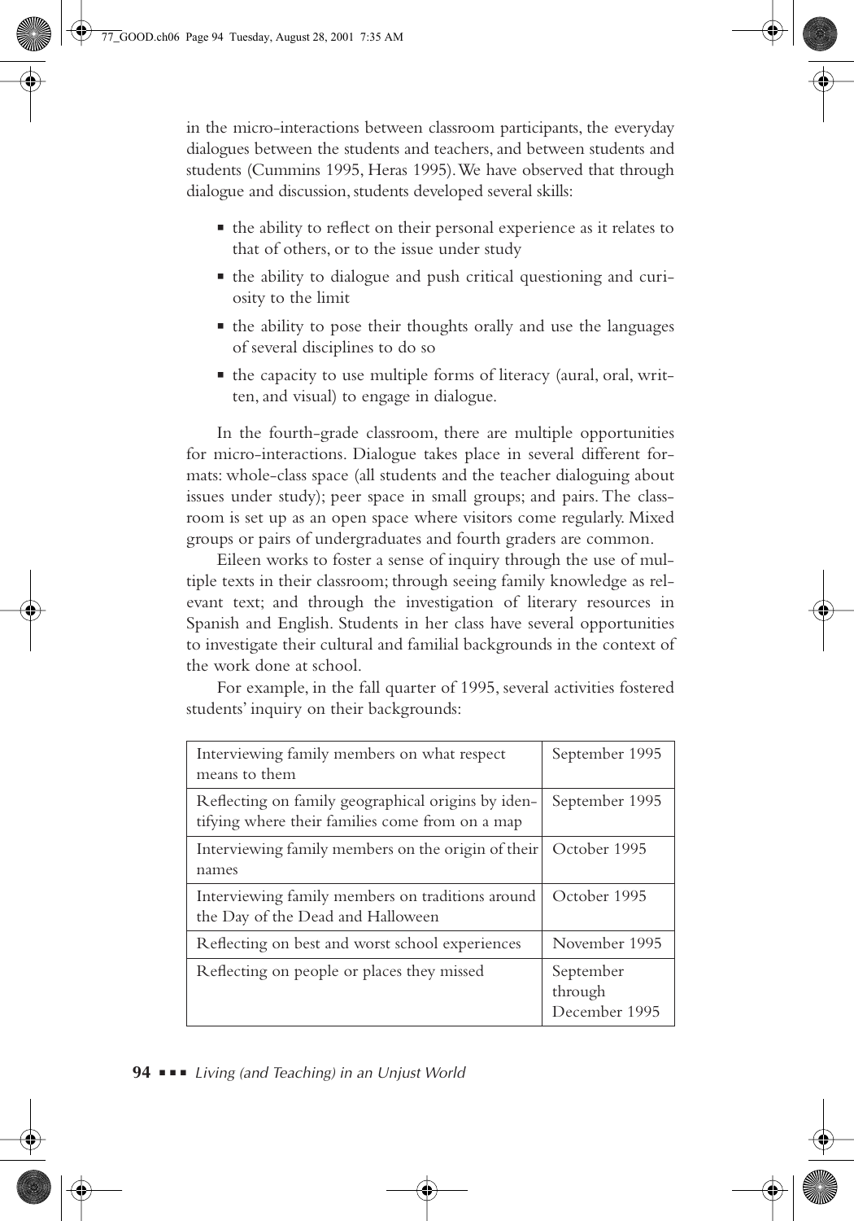in the micro-interactions between classroom participants, the everyday dialogues between the students and teachers, and between students and students (Cummins 1995, Heras 1995). We have observed that through dialogue and discussion, students developed several skills:

- the ability to reflect on their personal experience as it relates to that of others, or to the issue under study
- the ability to dialogue and push critical questioning and curiosity to the limit
- the ability to pose their thoughts orally and use the languages of several disciplines to do so
- the capacity to use multiple forms of literacy (aural, oral, written, and visual) to engage in dialogue.

In the fourth-grade classroom, there are multiple opportunities for micro-interactions. Dialogue takes place in several different formats: whole-class space (all students and the teacher dialoguing about issues under study); peer space in small groups; and pairs. The classroom is set up as an open space where visitors come regularly. Mixed groups or pairs of undergraduates and fourth graders are common.

Eileen works to foster a sense of inquiry through the use of multiple texts in their classroom; through seeing family knowledge as relevant text; and through the investigation of literary resources in Spanish and English. Students in her class have several opportunities to investigate their cultural and familial backgrounds in the context of the work done at school.

For example, in the fall quarter of 1995, several activities fostered students' inquiry on their backgrounds:

| | |
|---|---|
| Interviewing family members on what respect means to them | September 1995 |
| Reflecting on family geographical origins by identifying where their families come from on a map | September 1995 |
| Interviewing family members on the origin of their names | October 1995 |
| Interviewing family members on traditions around the Day of the Dead and Halloween | October 1995 |
| Reflecting on best and worst school experiences | November 1995 |
| Reflecting on people or places they missed | September through December 1995 |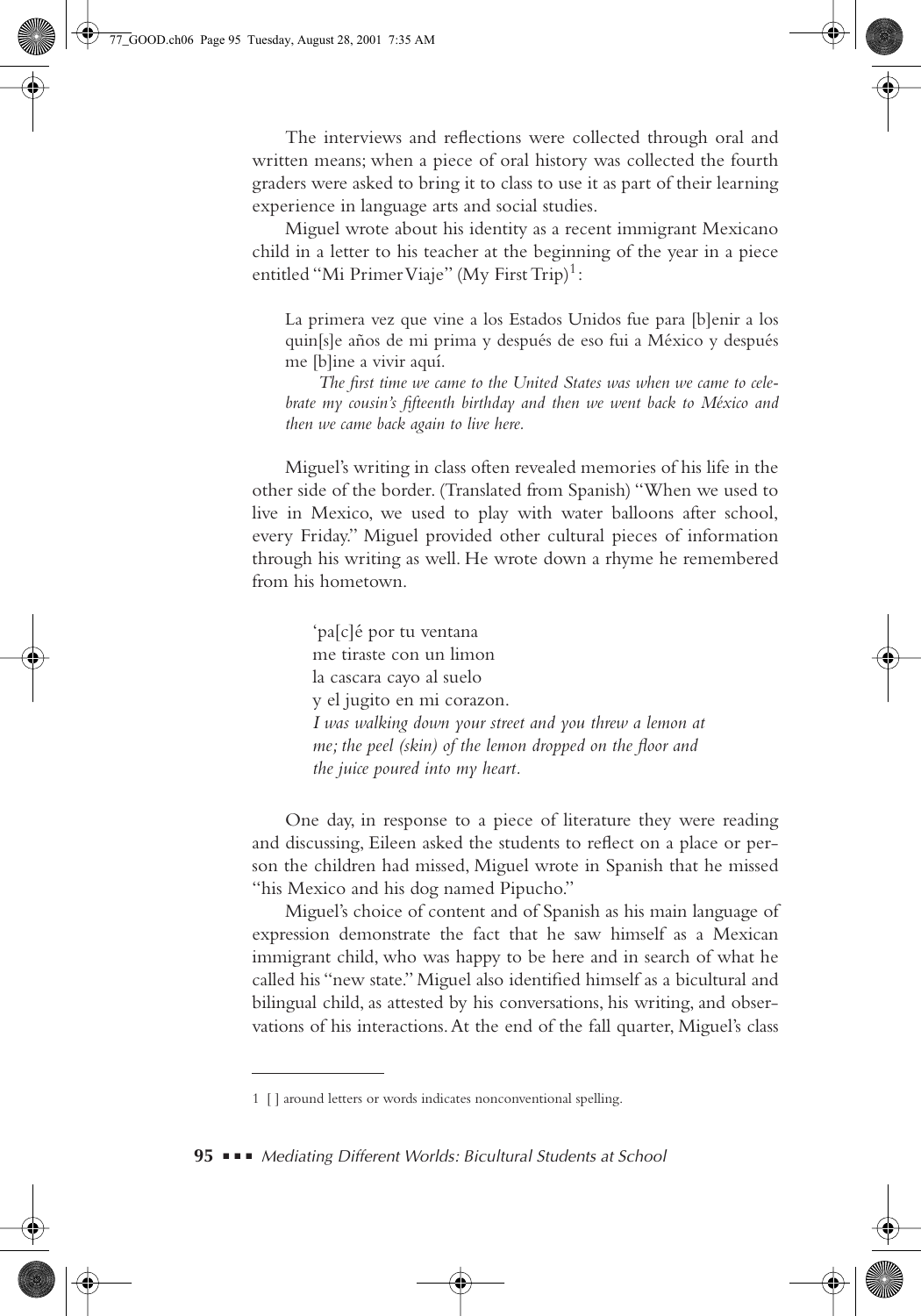The interviews and reflections were collected through oral and written means; when a piece of oral history was collected the fourth graders were asked to bring it to class to use it as part of their learning experience in language arts and social studies.

Miguel wrote about his identity as a recent immigrant Mexicano child in a letter to his teacher at the beginning of the year in a piece entitled "Mi Primer Viaje" (My First Trip)[1]:

> La primera vez que vine a los Estados Unidos fue para [b]enir a los quin[s]e años de mi prima y después de eso fui a México y después me [b]ine a vivir aquí.
>
> *The first time we came to the United States was when we came to celebrate my cousin's fifteenth birthday and then we went back to México and then we came back again to live here.*

Miguel's writing in class often revealed memories of his life in the other side of the border. (Translated from Spanish) "When we used to live in Mexico, we used to play with water balloons after school, every Friday." Miguel provided other cultural pieces of information through his writing as well. He wrote down a rhyme he remembered from his hometown.

> 'pa[c]é por tu ventana
> me tiraste con un limon
> la cascara cayo al suelo
> y el jugito en mi corazon.
> *I was walking down your street and you threw a lemon at me; the peel (skin) of the lemon dropped on the floor and the juice poured into my heart.*

One day, in response to a piece of literature they were reading and discussing, Eileen asked the students to reflect on a place or person the children had missed, Miguel wrote in Spanish that he missed "his Mexico and his dog named Pipucho."

Miguel's choice of content and of Spanish as his main language of expression demonstrate the fact that he saw himself as a Mexican immigrant child, who was happy to be here and in search of what he called his "new state." Miguel also identified himself as a bicultural and bilingual child, as attested by his conversations, his writing, and observations of his interactions. At the end of the fall quarter, Miguel's class

---

1 [ ] around letters or words indicates nonconventional spelling.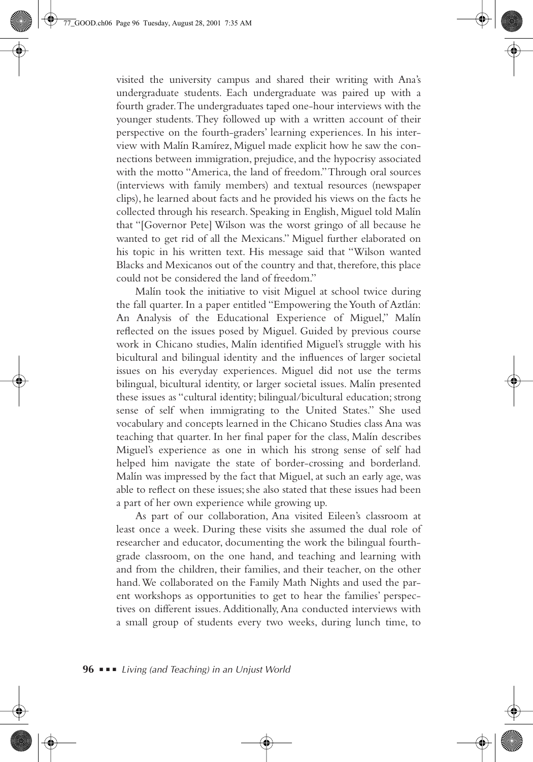visited the university campus and shared their writing with Ana's undergraduate students. Each undergraduate was paired up with a fourth grader. The undergraduates taped one-hour interviews with the younger students. They followed up with a written account of their perspective on the fourth-graders' learning experiences. In his interview with Malín Ramírez, Miguel made explicit how he saw the connections between immigration, prejudice, and the hypocrisy associated with the motto "America, the land of freedom." Through oral sources (interviews with family members) and textual resources (newspaper clips), he learned about facts and he provided his views on the facts he collected through his research. Speaking in English, Miguel told Malín that "[Governor Pete] Wilson was the worst gringo of all because he wanted to get rid of all the Mexicans." Miguel further elaborated on his topic in his written text. His message said that "Wilson wanted Blacks and Mexicanos out of the country and that, therefore, this place could not be considered the land of freedom."

Malín took the initiative to visit Miguel at school twice during the fall quarter. In a paper entitled "Empowering the Youth of Aztlán: An Analysis of the Educational Experience of Miguel," Malín reflected on the issues posed by Miguel. Guided by previous course work in Chicano studies, Malín identified Miguel's struggle with his bicultural and bilingual identity and the influences of larger societal issues on his everyday experiences. Miguel did not use the terms bilingual, bicultural identity, or larger societal issues. Malín presented these issues as "cultural identity; bilingual/bicultural education; strong sense of self when immigrating to the United States." She used vocabulary and concepts learned in the Chicano Studies class Ana was teaching that quarter. In her final paper for the class, Malín describes Miguel's experience as one in which his strong sense of self had helped him navigate the state of border-crossing and borderland. Malín was impressed by the fact that Miguel, at such an early age, was able to reflect on these issues; she also stated that these issues had been a part of her own experience while growing up.

As part of our collaboration, Ana visited Eileen's classroom at least once a week. During these visits she assumed the dual role of researcher and educator, documenting the work the bilingual fourth-grade classroom, on the one hand, and teaching and learning with and from the children, their families, and their teacher, on the other hand. We collaborated on the Family Math Nights and used the parent workshops as opportunities to get to hear the families' perspectives on different issues. Additionally, Ana conducted interviews with a small group of students every two weeks, during lunch time, to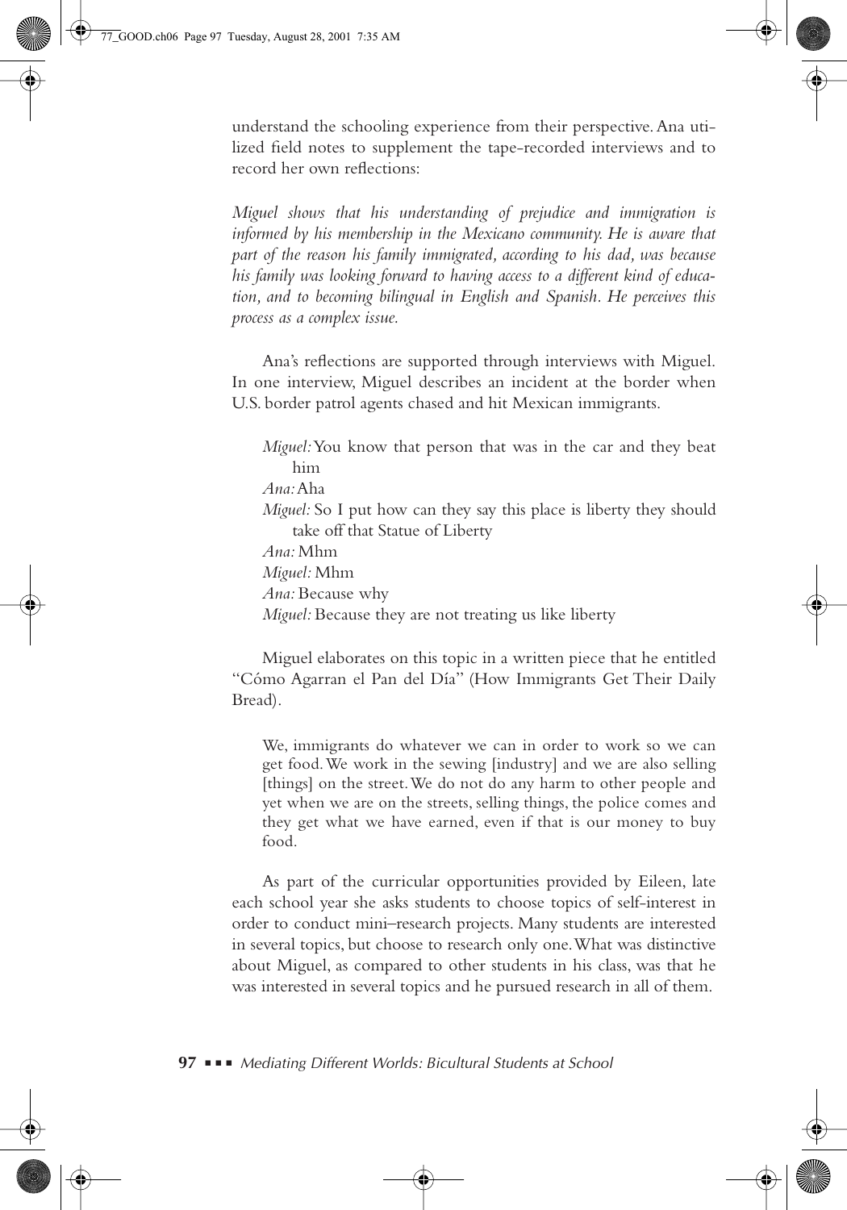understand the schooling experience from their perspective. Ana utilized field notes to supplement the tape-recorded interviews and to record her own reflections:

*Miguel shows that his understanding of prejudice and immigration is informed by his membership in the Mexicano community. He is aware that part of the reason his family immigrated, according to his dad, was because his family was looking forward to having access to a different kind of education, and to becoming bilingual in English and Spanish. He perceives this process as a complex issue.*

Ana's reflections are supported through interviews with Miguel. In one interview, Miguel describes an incident at the border when U.S. border patrol agents chased and hit Mexican immigrants.

> *Miguel:* You know that person that was in the car and they beat him
> *Ana:* Aha
> *Miguel:* So I put how can they say this place is liberty they should take off that Statue of Liberty
> *Ana:* Mhm
> *Miguel:* Mhm
> *Ana:* Because why
> *Miguel:* Because they are not treating us like liberty

Miguel elaborates on this topic in a written piece that he entitled "Cómo Agarran el Pan del Día" (How Immigrants Get Their Daily Bread).

> We, immigrants do whatever we can in order to work so we can get food. We work in the sewing [industry] and we are also selling [things] on the street. We do not do any harm to other people and yet when we are on the streets, selling things, the police comes and they get what we have earned, even if that is our money to buy food.

As part of the curricular opportunities provided by Eileen, late each school year she asks students to choose topics of self-interest in order to conduct mini–research projects. Many students are interested in several topics, but choose to research only one. What was distinctive about Miguel, as compared to other students in his class, was that he was interested in several topics and he pursued research in all of them.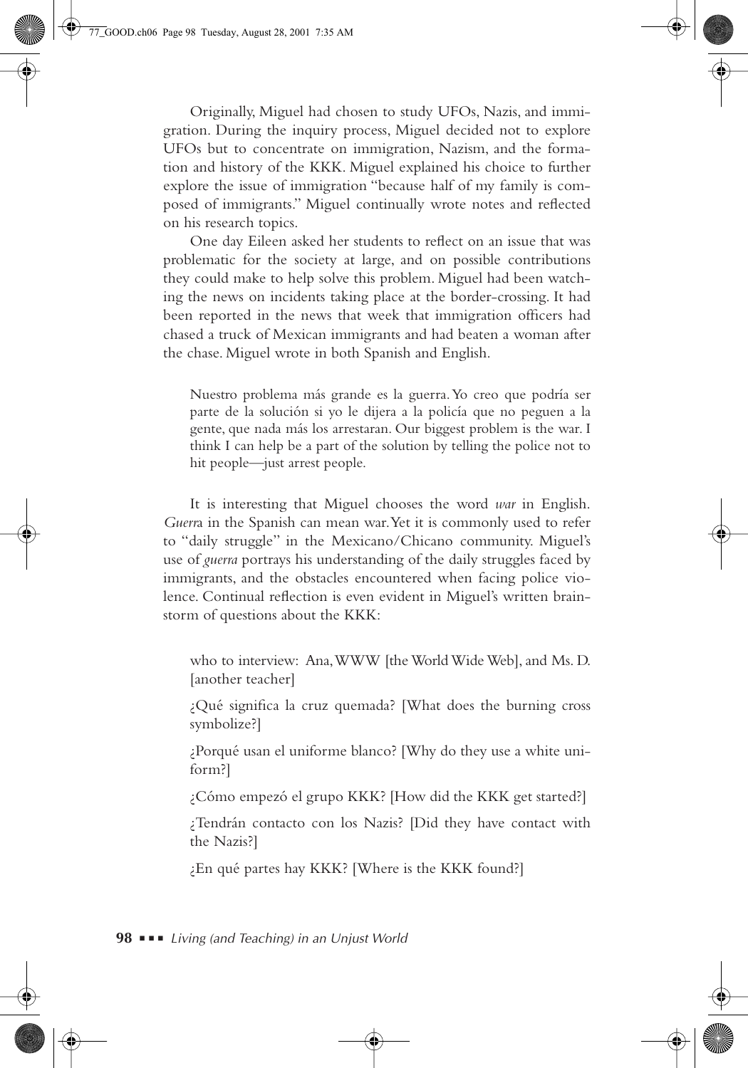Originally, Miguel had chosen to study UFOs, Nazis, and immigration. During the inquiry process, Miguel decided not to explore UFOs but to concentrate on immigration, Nazism, and the formation and history of the KKK. Miguel explained his choice to further explore the issue of immigration "because half of my family is composed of immigrants." Miguel continually wrote notes and reflected on his research topics.

One day Eileen asked her students to reflect on an issue that was problematic for the society at large, and on possible contributions they could make to help solve this problem. Miguel had been watching the news on incidents taking place at the border-crossing. It had been reported in the news that week that immigration officers had chased a truck of Mexican immigrants and had beaten a woman after the chase. Miguel wrote in both Spanish and English.

> Nuestro problema más grande es la guerra. Yo creo que podría ser parte de la solución si yo le dijera a la policía que no peguen a la gente, que nada más los arrestaran. Our biggest problem is the war. I think I can help be a part of the solution by telling the police not to hit people—just arrest people.

It is interesting that Miguel chooses the word *war* in English. *Guerra* in the Spanish can mean war. Yet it is commonly used to refer to "daily struggle" in the Mexicano/Chicano community. Miguel's use of *guerra* portrays his understanding of the daily struggles faced by immigrants, and the obstacles encountered when facing police violence. Continual reflection is even evident in Miguel's written brainstorm of questions about the KKK:

> who to interview: Ana, WWW [the World Wide Web], and Ms. D. [another teacher]
>
> ¿Qué significa la cruz quemada? [What does the burning cross symbolize?]
>
> ¿Porqué usan el uniforme blanco? [Why do they use a white uniform?]
>
> ¿Cómo empezó el grupo KKK? [How did the KKK get started?]
>
> ¿Tendrán contacto con los Nazis? [Did they have contact with the Nazis?]
>
> ¿En qué partes hay KKK? [Where is the KKK found?]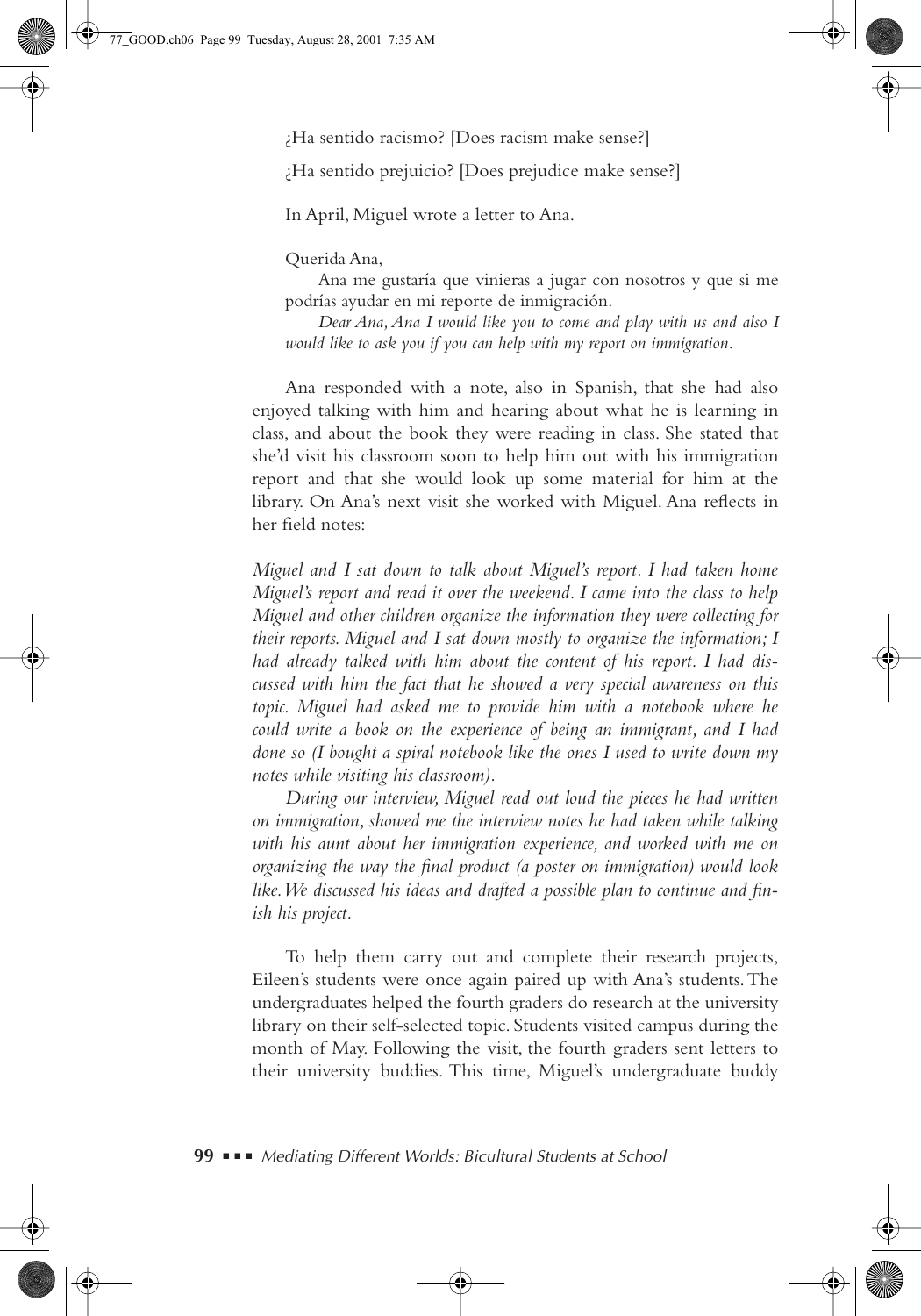¿Ha sentido racismo? [Does racism make sense?]

¿Ha sentido prejuicio? [Does prejudice make sense?]

In April, Miguel wrote a letter to Ana.

> Querida Ana,
>
> Ana me gustaría que vinieras a jugar con nosotros y que si me podrías ayudar en mi reporte de inmigración.
>
> *Dear Ana, Ana I would like you to come and play with us and also I would like to ask you if you can help with my report on immigration.*

Ana responded with a note, also in Spanish, that she had also enjoyed talking with him and hearing about what he is learning in class, and about the book they were reading in class. She stated that she'd visit his classroom soon to help him out with his immigration report and that she would look up some material for him at the library. On Ana's next visit she worked with Miguel. Ana reflects in her field notes:

*Miguel and I sat down to talk about Miguel's report. I had taken home Miguel's report and read it over the weekend. I came into the class to help Miguel and other children organize the information they were collecting for their reports. Miguel and I sat down mostly to organize the information; I had already talked with him about the content of his report. I had discussed with him the fact that he showed a very special awareness on this topic. Miguel had asked me to provide him with a notebook where he could write a book on the experience of being an immigrant, and I had done so (I bought a spiral notebook like the ones I used to write down my notes while visiting his classroom).*

*During our interview, Miguel read out loud the pieces he had written on immigration, showed me the interview notes he had taken while talking with his aunt about her immigration experience, and worked with me on organizing the way the final product (a poster on immigration) would look like. We discussed his ideas and drafted a possible plan to continue and finish his project.*

To help them carry out and complete their research projects, Eileen's students were once again paired up with Ana's students. The undergraduates helped the fourth graders do research at the university library on their self-selected topic. Students visited campus during the month of May. Following the visit, the fourth graders sent letters to their university buddies. This time, Miguel's undergraduate buddy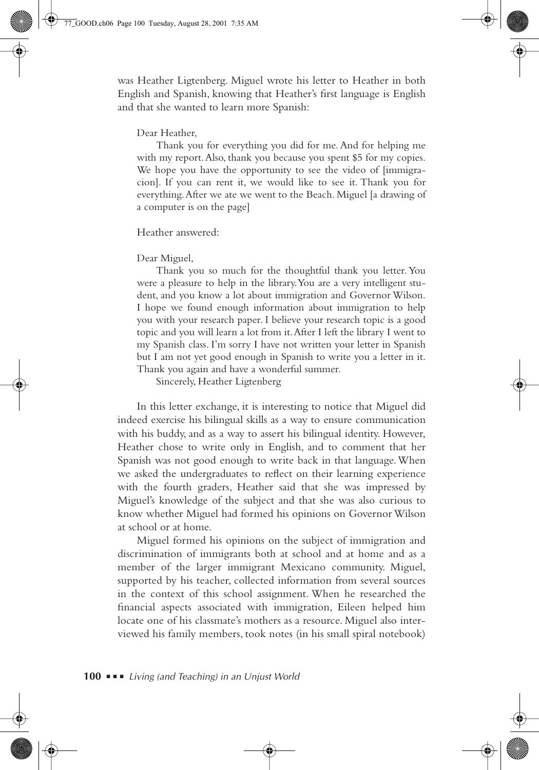was Heather Ligtenberg. Miguel wrote his letter to Heather in both English and Spanish, knowing that Heather's first language is English and that she wanted to learn more Spanish:

> Dear Heather,
>
> Thank you for everything you did for me. And for helping me with my report. Also, thank you because you spent $5 for my copies. We hope you have the opportunity to see the video of [immigracion]. If you can rent it, we would like to see it. Thank you for everything. After we ate we went to the Beach. Miguel [a drawing of a computer is on the page]

Heather answered:

> Dear Miguel,
>
> Thank you so much for the thoughtful thank you letter. You were a pleasure to help in the library. You are a very intelligent student, and you know a lot about immigration and Governor Wilson. I hope we found enough information about immigration to help you with your research paper. I believe your research topic is a good topic and you will learn a lot from it. After I left the library I went to my Spanish class. I'm sorry I have not written your letter in Spanish but I am not yet good enough in Spanish to write you a letter in it. Thank you again and have a wonderful summer.
>
> Sincerely, Heather Ligtenberg

In this letter exchange, it is interesting to notice that Miguel did indeed exercise his bilingual skills as a way to ensure communication with his buddy, and as a way to assert his bilingual identity. However, Heather chose to write only in English, and to comment that her Spanish was not good enough to write back in that language. When we asked the undergraduates to reflect on their learning experience with the fourth graders, Heather said that she was impressed by Miguel's knowledge of the subject and that she was also curious to know whether Miguel had formed his opinions on Governor Wilson at school or at home.

Miguel formed his opinions on the subject of immigration and discrimination of immigrants both at school and at home and as a member of the larger immigrant Mexicano community. Miguel, supported by his teacher, collected information from several sources in the context of this school assignment. When he researched the financial aspects associated with immigration, Eileen helped him locate one of his classmate's mothers as a resource. Miguel also interviewed his family members, took notes (in his small spiral notebook)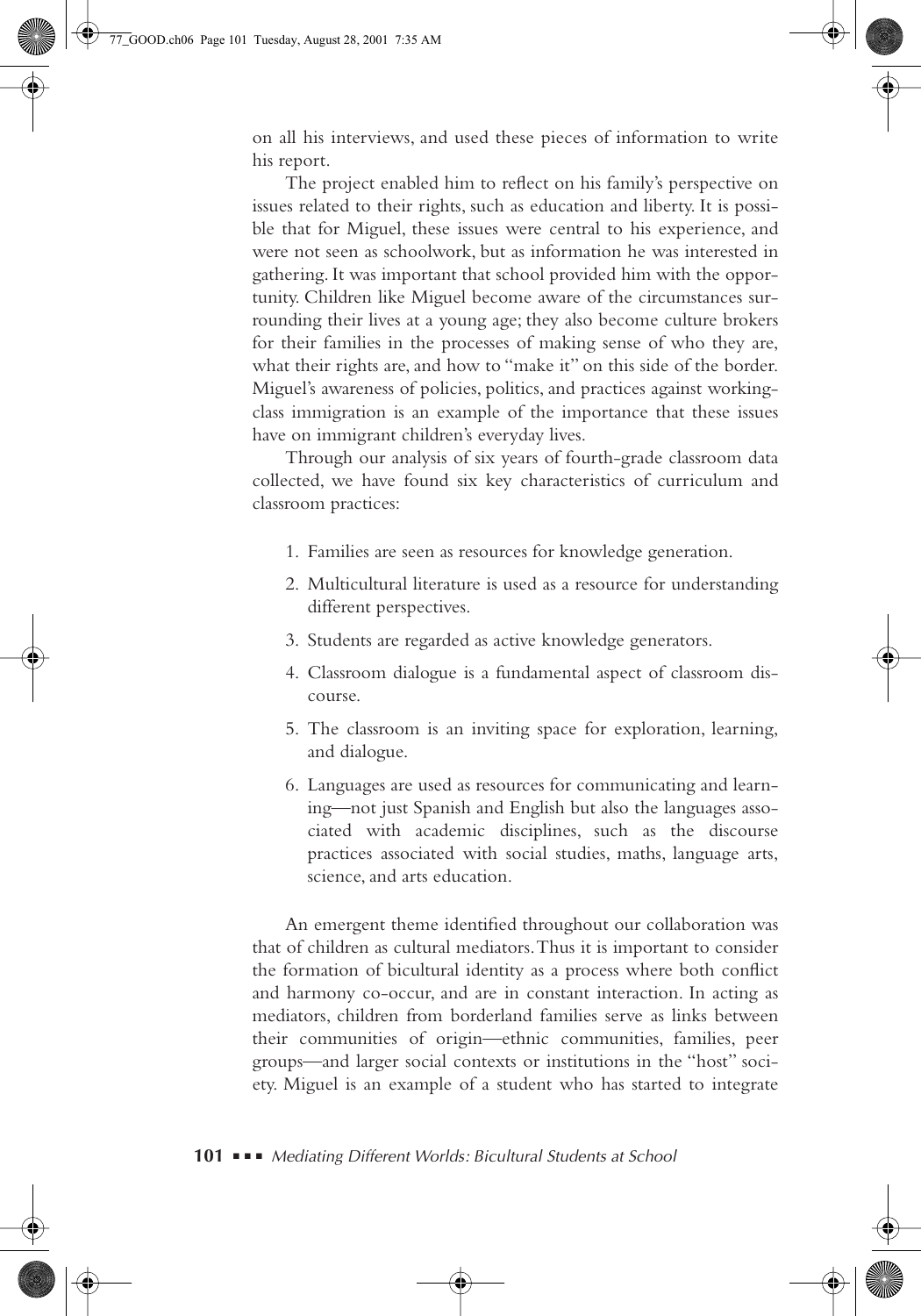on all his interviews, and used these pieces of information to write his report.

The project enabled him to reflect on his family's perspective on issues related to their rights, such as education and liberty. It is possible that for Miguel, these issues were central to his experience, and were not seen as schoolwork, but as information he was interested in gathering. It was important that school provided him with the opportunity. Children like Miguel become aware of the circumstances surrounding their lives at a young age; they also become culture brokers for their families in the processes of making sense of who they are, what their rights are, and how to "make it" on this side of the border. Miguel's awareness of policies, politics, and practices against working-class immigration is an example of the importance that these issues have on immigrant children's everyday lives.

Through our analysis of six years of fourth-grade classroom data collected, we have found six key characteristics of curriculum and classroom practices:

1. Families are seen as resources for knowledge generation.
2. Multicultural literature is used as a resource for understanding different perspectives.
3. Students are regarded as active knowledge generators.
4. Classroom dialogue is a fundamental aspect of classroom discourse.
5. The classroom is an inviting space for exploration, learning, and dialogue.
6. Languages are used as resources for communicating and learning—not just Spanish and English but also the languages associated with academic disciplines, such as the discourse practices associated with social studies, maths, language arts, science, and arts education.

An emergent theme identified throughout our collaboration was that of children as cultural mediators. Thus it is important to consider the formation of bicultural identity as a process where both conflict and harmony co-occur, and are in constant interaction. In acting as mediators, children from borderland families serve as links between their communities of origin—ethnic communities, families, peer groups—and larger social contexts or institutions in the "host" society. Miguel is an example of a student who has started to integrate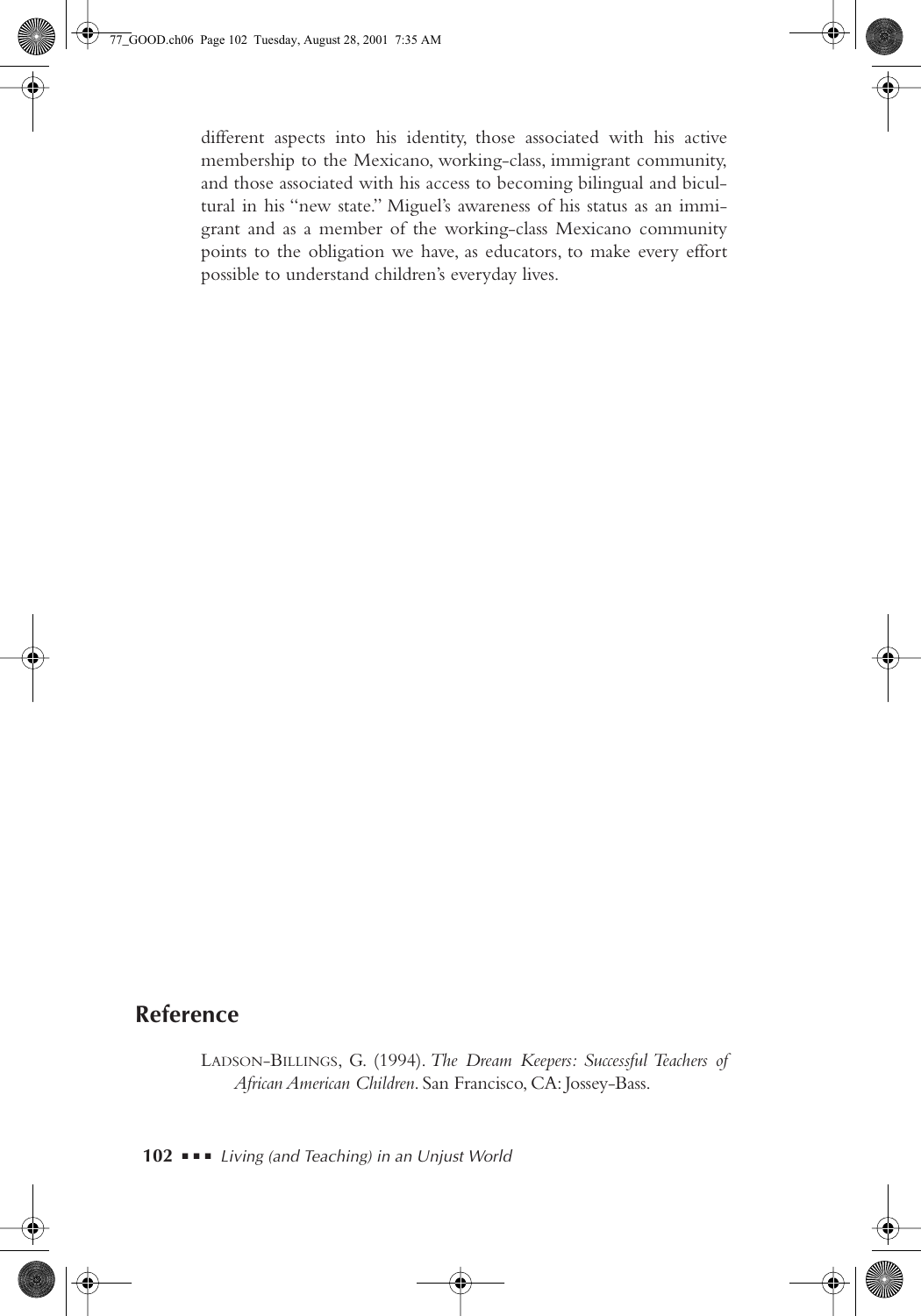different aspects into his identity, those associated with his active membership to the Mexicano, working-class, immigrant community, and those associated with his access to becoming bilingual and bicultural in his "new state." Miguel's awareness of his status as an immigrant and as a member of the working-class Mexicano community points to the obligation we have, as educators, to make every effort possible to understand children's everyday lives.

## Reference

LADSON-BILLINGS, G. (1994). *The Dream Keepers: Successful Teachers of African American Children*. San Francisco, CA: Jossey-Bass.